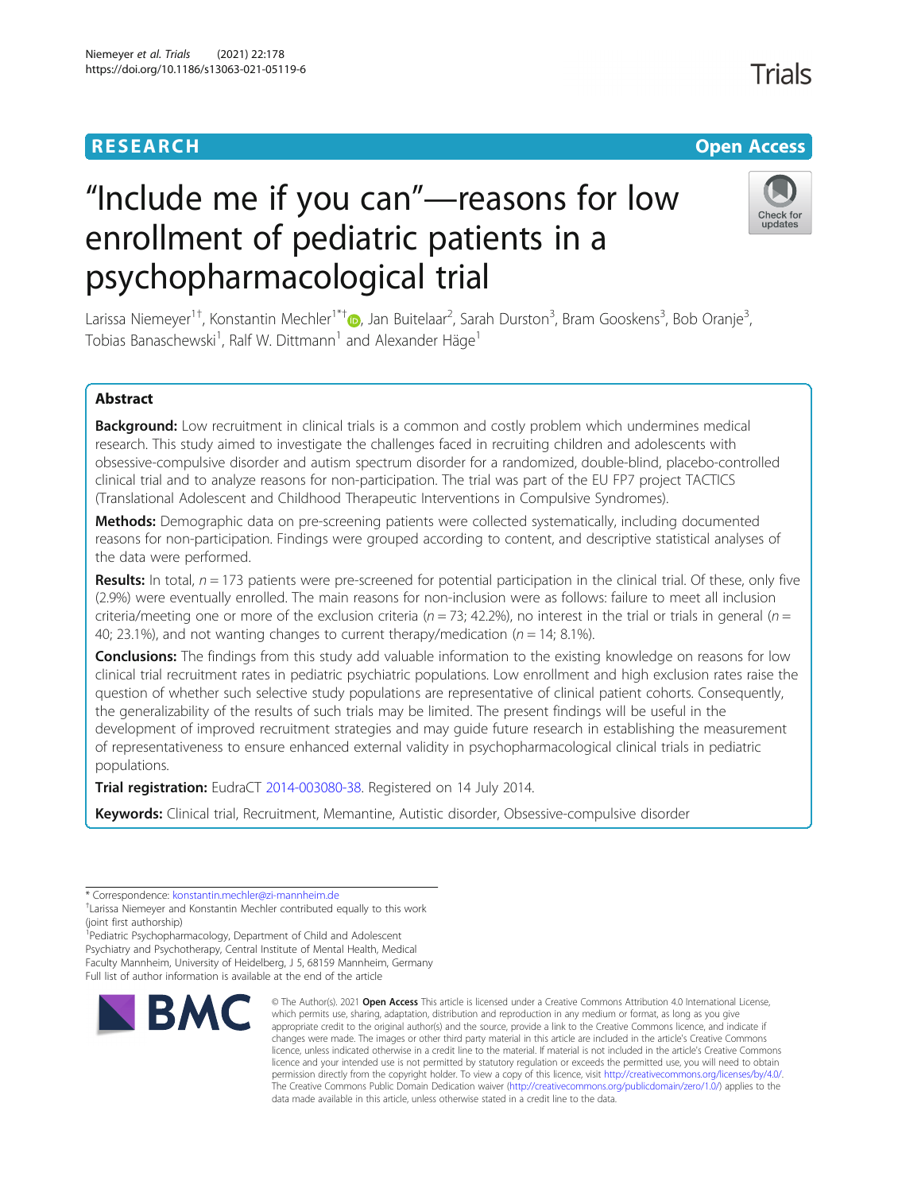RESEARCH

Open Access

# "Include me if you can"—reasons for low enrollment of pediatric patients in a psychopharmacological trial

Larissa Niemeyer[1†], Konstantin Mechler[1*†], Jan Buitelaar[2], Sarah Durston[3], Bram Gooskens[3], Bob Oranje[3], Tobias Banaschewski[1], Ralf W. Dittmann[1] and Alexander Häge[1]

## Abstract

**Background:** Low recruitment in clinical trials is a common and costly problem which undermines medical research. This study aimed to investigate the challenges faced in recruiting children and adolescents with obsessive-compulsive disorder and autism spectrum disorder for a randomized, double-blind, placebo-controlled clinical trial and to analyze reasons for non-participation. The trial was part of the EU FP7 project TACTICS (Translational Adolescent and Childhood Therapeutic Interventions in Compulsive Syndromes).

**Methods:** Demographic data on pre-screening patients were collected systematically, including documented reasons for non-participation. Findings were grouped according to content, and descriptive statistical analyses of the data were performed.

**Results:** In total, $n = 173$ patients were pre-screened for potential participation in the clinical trial. Of these, only five (2.9%) were eventually enrolled. The main reasons for non-inclusion were as follows: failure to meet all inclusion criteria/meeting one or more of the exclusion criteria ($n = 73$; 42.2%), no interest in the trial or trials in general ($n = 40$; 23.1%), and not wanting changes to current therapy/medication ($n = 14$; 8.1%).

**Conclusions:** The findings from this study add valuable information to the existing knowledge on reasons for low clinical trial recruitment rates in pediatric psychiatric populations. Low enrollment and high exclusion rates raise the question of whether such selective study populations are representative of clinical patient cohorts. Consequently, the generalizability of the results of such trials may be limited. The present findings will be useful in the development of improved recruitment strategies and may guide future research in establishing the measurement of representativeness to ensure enhanced external validity in psychopharmacological clinical trials in pediatric populations.

**Trial registration:** EudraCT 2014-003080-38. Registered on 14 July 2014.

**Keywords:** Clinical trial, Recruitment, Memantine, Autistic disorder, Obsessive-compulsive disorder

---

* Correspondence: konstantin.mechler@zi-mannheim.de

†Larissa Niemeyer and Konstantin Mechler contributed equally to this work (joint first authorship)

[1]Pediatric Psychopharmacology, Department of Child and Adolescent Psychiatry and Psychotherapy, Central Institute of Mental Health, Medical Faculty Mannheim, University of Heidelberg, J 5, 68159 Mannheim, Germany

Full list of author information is available at the end of the article

© The Author(s). 2021 **Open Access** This article is licensed under a Creative Commons Attribution 4.0 International License, which permits use, sharing, adaptation, distribution and reproduction in any medium or format, as long as you give appropriate credit to the original author(s) and the source, provide a link to the Creative Commons licence, and indicate if changes were made. The images or other third party material in this article are included in the article's Creative Commons licence, unless indicated otherwise in a credit line to the material. If material is not included in the article's Creative Commons licence and your intended use is not permitted by statutory regulation or exceeds the permitted use, you will need to obtain permission directly from the copyright holder. To view a copy of this licence, visit http://creativecommons.org/licenses/by/4.0/. The Creative Commons Public Domain Dedication waiver (http://creativecommons.org/publicdomain/zero/1.0/) applies to the data made available in this article, unless otherwise stated in a credit line to the data.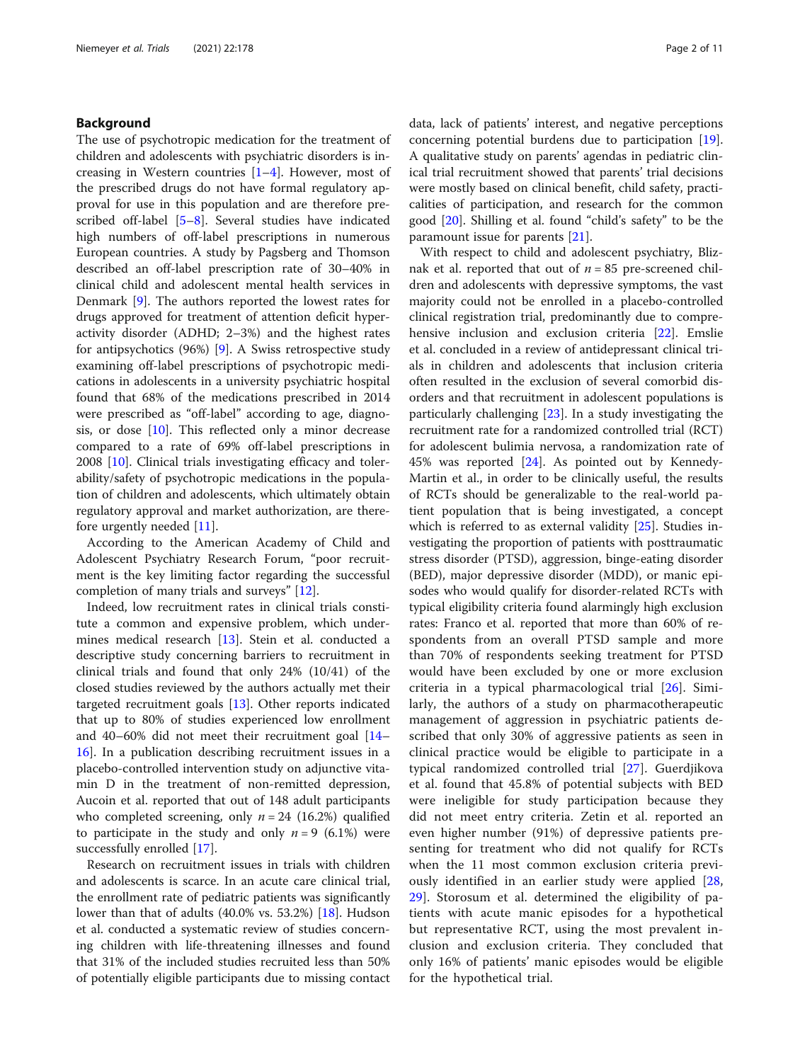## Background

The use of psychotropic medication for the treatment of children and adolescents with psychiatric disorders is increasing in Western countries [1–4]. However, most of the prescribed drugs do not have formal regulatory approval for use in this population and are therefore prescribed off-label [5–8]. Several studies have indicated high numbers of off-label prescriptions in numerous European countries. A study by Pagsberg and Thomson described an off-label prescription rate of 30–40% in clinical child and adolescent mental health services in Denmark [9]. The authors reported the lowest rates for drugs approved for treatment of attention deficit hyperactivity disorder (ADHD; 2–3%) and the highest rates for antipsychotics (96%) [9]. A Swiss retrospective study examining off-label prescriptions of psychotropic medications in adolescents in a university psychiatric hospital found that 68% of the medications prescribed in 2014 were prescribed as "off-label" according to age, diagnosis, or dose [10]. This reflected only a minor decrease compared to a rate of 69% off-label prescriptions in 2008 [10]. Clinical trials investigating efficacy and tolerability/safety of psychotropic medications in the population of children and adolescents, which ultimately obtain regulatory approval and market authorization, are therefore urgently needed [11].

According to the American Academy of Child and Adolescent Psychiatry Research Forum, "poor recruitment is the key limiting factor regarding the successful completion of many trials and surveys" [12].

Indeed, low recruitment rates in clinical trials constitute a common and expensive problem, which undermines medical research [13]. Stein et al. conducted a descriptive study concerning barriers to recruitment in clinical trials and found that only 24% (10/41) of the closed studies reviewed by the authors actually met their targeted recruitment goals [13]. Other reports indicated that up to 80% of studies experienced low enrollment and 40–60% did not meet their recruitment goal [14–16]. In a publication describing recruitment issues in a placebo-controlled intervention study on adjunctive vitamin D in the treatment of non-remitted depression, Aucoin et al. reported that out of 148 adult participants who completed screening, only $n = 24$ (16.2%) qualified to participate in the study and only $n = 9$ (6.1%) were successfully enrolled [17].

Research on recruitment issues in trials with children and adolescents is scarce. In an acute care clinical trial, the enrollment rate of pediatric patients was significantly lower than that of adults (40.0% vs. 53.2%) [18]. Hudson et al. conducted a systematic review of studies concerning children with life-threatening illnesses and found that 31% of the included studies recruited less than 50% of potentially eligible participants due to missing contact data, lack of patients' interest, and negative perceptions concerning potential burdens due to participation [19]. A qualitative study on parents' agendas in pediatric clinical trial recruitment showed that parents' trial decisions were mostly based on clinical benefit, child safety, practicalities of participation, and research for the common good [20]. Shilling et al. found "child's safety" to be the paramount issue for parents [21].

With respect to child and adolescent psychiatry, Bliznak et al. reported that out of $n = 85$ pre-screened children and adolescents with depressive symptoms, the vast majority could not be enrolled in a placebo-controlled clinical registration trial, predominantly due to comprehensive inclusion and exclusion criteria [22]. Emslie et al. concluded in a review of antidepressant clinical trials in children and adolescents that inclusion criteria often resulted in the exclusion of several comorbid disorders and that recruitment in adolescent populations is particularly challenging [23]. In a study investigating the recruitment rate for a randomized controlled trial (RCT) for adolescent bulimia nervosa, a randomization rate of 45% was reported [24]. As pointed out by Kennedy-Martin et al., in order to be clinically useful, the results of RCTs should be generalizable to the real-world patient population that is being investigated, a concept which is referred to as external validity [25]. Studies investigating the proportion of patients with posttraumatic stress disorder (PTSD), aggression, binge-eating disorder (BED), major depressive disorder (MDD), or manic episodes who would qualify for disorder-related RCTs with typical eligibility criteria found alarmingly high exclusion rates: Franco et al. reported that more than 60% of respondents from an overall PTSD sample and more than 70% of respondents seeking treatment for PTSD would have been excluded by one or more exclusion criteria in a typical pharmacological trial [26]. Similarly, the authors of a study on pharmacotherapeutic management of aggression in psychiatric patients described that only 30% of aggressive patients as seen in clinical practice would be eligible to participate in a typical randomized controlled trial [27]. Guerdjikova et al. found that 45.8% of potential subjects with BED were ineligible for study participation because they did not meet entry criteria. Zetin et al. reported an even higher number (91%) of depressive patients presenting for treatment who did not qualify for RCTs when the 11 most common exclusion criteria previously identified in an earlier study were applied [28, 29]. Storosum et al. determined the eligibility of patients with acute manic episodes for a hypothetical but representative RCT, using the most prevalent inclusion and exclusion criteria. They concluded that only 16% of patients' manic episodes would be eligible for the hypothetical trial.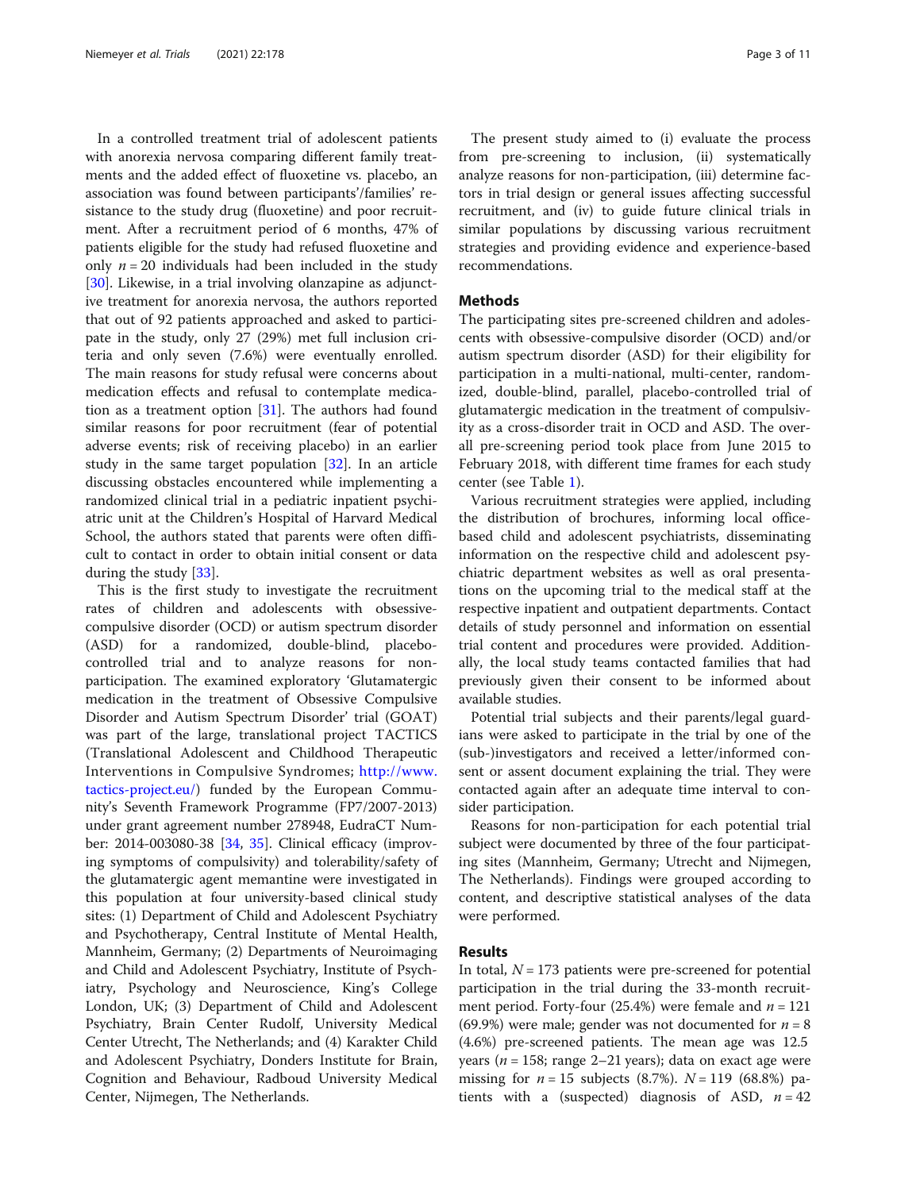In a controlled treatment trial of adolescent patients with anorexia nervosa comparing different family treatments and the added effect of fluoxetine vs. placebo, an association was found between participants'/families' resistance to the study drug (fluoxetine) and poor recruitment. After a recruitment period of 6 months, 47% of patients eligible for the study had refused fluoxetine and only $n = 20$ individuals had been included in the study [30]. Likewise, in a trial involving olanzapine as adjunctive treatment for anorexia nervosa, the authors reported that out of 92 patients approached and asked to participate in the study, only 27 (29%) met full inclusion criteria and only seven (7.6%) were eventually enrolled. The main reasons for study refusal were concerns about medication effects and refusal to contemplate medication as a treatment option [31]. The authors had found similar reasons for poor recruitment (fear of potential adverse events; risk of receiving placebo) in an earlier study in the same target population [32]. In an article discussing obstacles encountered while implementing a randomized clinical trial in a pediatric inpatient psychiatric unit at the Children's Hospital of Harvard Medical School, the authors stated that parents were often difficult to contact in order to obtain initial consent or data during the study [33].

This is the first study to investigate the recruitment rates of children and adolescents with obsessive-compulsive disorder (OCD) and autism spectrum disorder (ASD) for a randomized, double-blind, placebo-controlled trial and to analyze reasons for non-participation. The examined exploratory 'Glutamatergic medication in the treatment of Obsessive Compulsive Disorder and Autism Spectrum Disorder' trial (GOAT) was part of the large, translational project TACTICS (Translational Adolescent and Childhood Therapeutic Interventions in Compulsive Syndromes; http://www.tactics-project.eu/) funded by the European Community's Seventh Framework Programme (FP7/2007-2013) under grant agreement number 278948, EudraCT Number: 2014-003080-38 [34, 35]. Clinical efficacy (improving symptoms of compulsivity) and tolerability/safety of the glutamatergic agent memantine were investigated in this population at four university-based clinical study sites: (1) Department of Child and Adolescent Psychiatry and Psychotherapy, Central Institute of Mental Health, Mannheim, Germany; (2) Departments of Neuroimaging and Child and Adolescent Psychiatry, Institute of Psychiatry, Psychology and Neuroscience, King's College London, UK; (3) Department of Child and Adolescent Psychiatry, Brain Center Rudolf, University Medical Center Utrecht, The Netherlands; and (4) Karakter Child and Adolescent Psychiatry, Donders Institute for Brain, Cognition and Behaviour, Radboud University Medical Center, Nijmegen, The Netherlands.

The present study aimed to (i) evaluate the process from pre-screening to inclusion, (ii) systematically analyze reasons for non-participation, (iii) determine factors in trial design or general issues affecting successful recruitment, and (iv) to guide future clinical trials in similar populations by discussing various recruitment strategies and providing evidence and experience-based recommendations.

## Methods

The participating sites pre-screened children and adolescents with obsessive-compulsive disorder (OCD) and/or autism spectrum disorder (ASD) for their eligibility for participation in a multi-national, multi-center, randomized, double-blind, parallel, placebo-controlled trial of glutamatergic medication in the treatment of compulsivity as a cross-disorder trait in OCD and ASD. The overall pre-screening period took place from June 2015 to February 2018, with different time frames for each study center (see Table 1).

Various recruitment strategies were applied, including the distribution of brochures, informing local office-based child and adolescent psychiatrists, disseminating information on the respective child and adolescent psychiatric department websites as well as oral presentations on the upcoming trial to the medical staff at the respective inpatient and outpatient departments. Contact details of study personnel and information on essential trial content and procedures were provided. Additionally, the local study teams contacted families that had previously given their consent to be informed about available studies.

Potential trial subjects and their parents/legal guardians were asked to participate in the trial by one of the (sub-)investigators and received a letter/informed consent or assent document explaining the trial. They were contacted again after an adequate time interval to consider participation.

Reasons for non-participation for each potential trial subject were documented by three of the four participating sites (Mannheim, Germany; Utrecht and Nijmegen, The Netherlands). Findings were grouped according to content, and descriptive statistical analyses of the data were performed.

## Results

In total, $N = 173$ patients were pre-screened for potential participation in the trial during the 33-month recruitment period. Forty-four (25.4%) were female and $n = 121$ (69.9%) were male; gender was not documented for $n = 8$ (4.6%) pre-screened patients. The mean age was 12.5 years ($n = 158$; range 2–21 years); data on exact age were missing for $n = 15$ subjects (8.7%). $N = 119$ (68.8%) patients with a (suspected) diagnosis of ASD, $n = 42$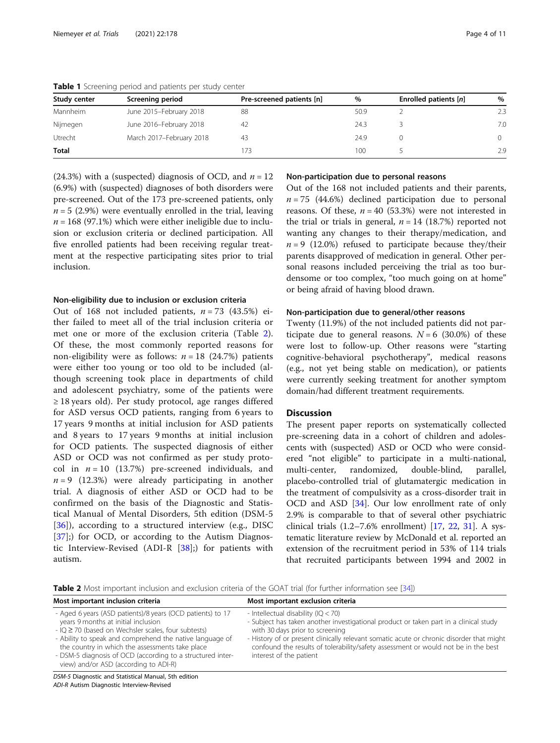**Table 1** Screening period and patients per study center

| Study center | Screening period | Pre-screened patients [n] | % | Enrolled patients [*n*] | % |
|---|---|---|---|---|---|
| Mannheim | June 2015–February 2018 | 88 | 50.9 | 2 | 2.3 |
| Nijmegen | June 2016–February 2018 | 42 | 24.3 | 3 | 7.0 |
| Utrecht | March 2017–February 2018 | 43 | 24.9 | 0 | 0 |
| **Total** | | 173 | 100 | 5 | 2.9 |

(24.3%) with a (suspected) diagnosis of OCD, and $n = 12$ (6.9%) with (suspected) diagnoses of both disorders were pre-screened. Out of the 173 pre-screened patients, only $n = 5$ (2.9%) were eventually enrolled in the trial, leaving $n = 168$ (97.1%) which were either ineligible due to inclusion or exclusion criteria or declined participation. All five enrolled patients had been receiving regular treatment at the respective participating sites prior to trial inclusion.

### Non-eligibility due to inclusion or exclusion criteria

Out of 168 not included patients, $n = 73$ (43.5%) either failed to meet all of the trial inclusion criteria or met one or more of the exclusion criteria (Table 2). Of these, the most commonly reported reasons for non-eligibility were as follows: $n = 18$ (24.7%) patients were either too young or too old to be included (although screening took place in departments of child and adolescent psychiatry, some of the patients were ≥ 18 years old). Per study protocol, age ranges differed for ASD versus OCD patients, ranging from 6 years to 17 years 9 months at initial inclusion for ASD patients and 8 years to 17 years 9 months at initial inclusion for OCD patients. The suspected diagnosis of either ASD or OCD was not confirmed as per study protocol in $n = 10$ (13.7%) pre-screened individuals, and $n = 9$ (12.3%) were already participating in another trial. A diagnosis of either ASD or OCD had to be confirmed on the basis of the Diagnostic and Statistical Manual of Mental Disorders, 5th edition (DSM-5 [36]), according to a structured interview (e.g., DISC [37];) for OCD, or according to the Autism Diagnostic Interview-Revised (ADI-R [38];) for patients with autism.

### Non-participation due to personal reasons

Out of the 168 not included patients and their parents, $n = 75$ (44.6%) declined participation due to personal reasons. Of these, $n = 40$ (53.3%) were not interested in the trial or trials in general, $n = 14$ (18.7%) reported not wanting any changes to their therapy/medication, and $n = 9$ (12.0%) refused to participate because they/their parents disapproved of medication in general. Other personal reasons included perceiving the trial as too burdensome or too complex, "too much going on at home" or being afraid of having blood drawn.

### Non-participation due to general/other reasons

Twenty (11.9%) of the not included patients did not participate due to general reasons. $N = 6$ (30.0%) of these were lost to follow-up. Other reasons were "starting cognitive-behavioral psychotherapy", medical reasons (e.g., not yet being stable on medication), or patients were currently seeking treatment for another symptom domain/had different treatment requirements.

## Discussion

The present paper reports on systematically collected pre-screening data in a cohort of children and adolescents with (suspected) ASD or OCD who were considered "not eligible" to participate in a multi-national, multi-center, randomized, double-blind, parallel, placebo-controlled trial of glutamatergic medication in the treatment of compulsivity as a cross-disorder trait in OCD and ASD [34]. Our low enrollment rate of only 2.9% is comparable to that of several other psychiatric clinical trials (1.2–7.6% enrollment) [17, 22, 31]. A systematic literature review by McDonald et al. reported an extension of the recruitment period in 53% of 114 trials that recruited participants between 1994 and 2002 in

**Table 2** Most important inclusion and exclusion criteria of the GOAT trial (for further information see [34])

| Most important inclusion criteria | Most important exclusion criteria |
|---|---|
| - Aged 6 years (ASD patients)/8 years (OCD patients) to 17 years 9 months at initial inclusion<br>- IQ ≥ 70 (based on Wechsler scales, four subtests)<br>- Ability to speak and comprehend the native language of the country in which the assessments take place<br>- DSM-5 diagnosis of OCD (according to a structured interview) and/or ASD (according to ADI-R) | - Intellectual disability (IQ < 70)<br>- Subject has taken another investigational product or taken part in a clinical study with 30 days prior to screening<br>- History of or present clinically relevant somatic acute or chronic disorder that might confound the results of tolerability/safety assessment or would not be in the best interest of the patient |

*DSM-5* Diagnostic and Statistical Manual, 5th edition
*ADI-R* Autism Diagnostic Interview-Revised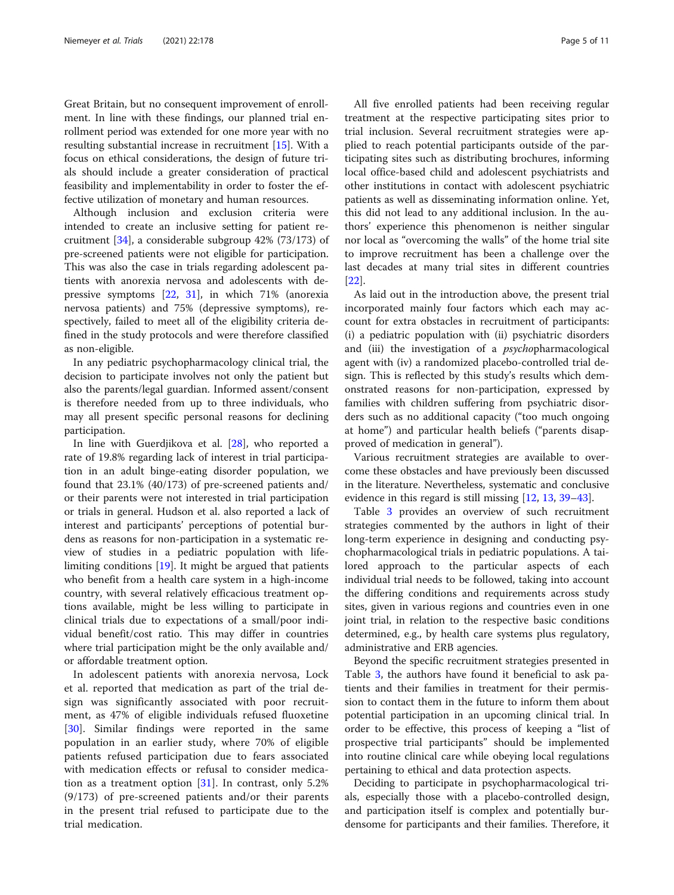Great Britain, but no consequent improvement of enrollment. In line with these findings, our planned trial enrollment period was extended for one more year with no resulting substantial increase in recruitment [15]. With a focus on ethical considerations, the design of future trials should include a greater consideration of practical feasibility and implementability in order to foster the effective utilization of monetary and human resources.

Although inclusion and exclusion criteria were intended to create an inclusive setting for patient recruitment [34], a considerable subgroup 42% (73/173) of pre-screened patients were not eligible for participation. This was also the case in trials regarding adolescent patients with anorexia nervosa and adolescents with depressive symptoms [22, 31], in which 71% (anorexia nervosa patients) and 75% (depressive symptoms), respectively, failed to meet all of the eligibility criteria defined in the study protocols and were therefore classified as non-eligible.

In any pediatric psychopharmacology clinical trial, the decision to participate involves not only the patient but also the parents/legal guardian. Informed assent/consent is therefore needed from up to three individuals, who may all present specific personal reasons for declining participation.

In line with Guerdjikova et al. [28], who reported a rate of 19.8% regarding lack of interest in trial participation in an adult binge-eating disorder population, we found that 23.1% (40/173) of pre-screened patients and/or their parents were not interested in trial participation or trials in general. Hudson et al. also reported a lack of interest and participants' perceptions of potential burdens as reasons for non-participation in a systematic review of studies in a pediatric population with life-limiting conditions [19]. It might be argued that patients who benefit from a health care system in a high-income country, with several relatively efficacious treatment options available, might be less willing to participate in clinical trials due to expectations of a small/poor individual benefit/cost ratio. This may differ in countries where trial participation might be the only available and/or affordable treatment option.

In adolescent patients with anorexia nervosa, Lock et al. reported that medication as part of the trial design was significantly associated with poor recruitment, as 47% of eligible individuals refused fluoxetine [30]. Similar findings were reported in the same population in an earlier study, where 70% of eligible patients refused participation due to fears associated with medication effects or refusal to consider medication as a treatment option [31]. In contrast, only 5.2% (9/173) of pre-screened patients and/or their parents in the present trial refused to participate due to the trial medication.

All five enrolled patients had been receiving regular treatment at the respective participating sites prior to trial inclusion. Several recruitment strategies were applied to reach potential participants outside of the participating sites such as distributing brochures, informing local office-based child and adolescent psychiatrists and other institutions in contact with adolescent psychiatric patients as well as disseminating information online. Yet, this did not lead to any additional inclusion. In the authors' experience this phenomenon is neither singular nor local as "overcoming the walls" of the home trial site to improve recruitment has been a challenge over the last decades at many trial sites in different countries [22].

As laid out in the introduction above, the present trial incorporated mainly four factors which each may account for extra obstacles in recruitment of participants: (i) a pediatric population with (ii) psychiatric disorders and (iii) the investigation of a *psycho*pharmacological agent with (iv) a randomized placebo-controlled trial design. This is reflected by this study's results which demonstrated reasons for non-participation, expressed by families with children suffering from psychiatric disorders such as no additional capacity ("too much ongoing at home") and particular health beliefs ("parents disapproved of medication in general").

Various recruitment strategies are available to overcome these obstacles and have previously been discussed in the literature. Nevertheless, systematic and conclusive evidence in this regard is still missing [12, 13, 39–43].

Table 3 provides an overview of such recruitment strategies commented by the authors in light of their long-term experience in designing and conducting psychopharmacological trials in pediatric populations. A tailored approach to the particular aspects of each individual trial needs to be followed, taking into account the differing conditions and requirements across study sites, given in various regions and countries even in one joint trial, in relation to the respective basic conditions determined, e.g., by health care systems plus regulatory, administrative and ERB agencies.

Beyond the specific recruitment strategies presented in Table 3, the authors have found it beneficial to ask patients and their families in treatment for their permission to contact them in the future to inform them about potential participation in an upcoming clinical trial. In order to be effective, this process of keeping a "list of prospective trial participants" should be implemented into routine clinical care while obeying local regulations pertaining to ethical and data protection aspects.

Deciding to participate in psychopharmacological trials, especially those with a placebo-controlled design, and participation itself is complex and potentially burdensome for participants and their families. Therefore, it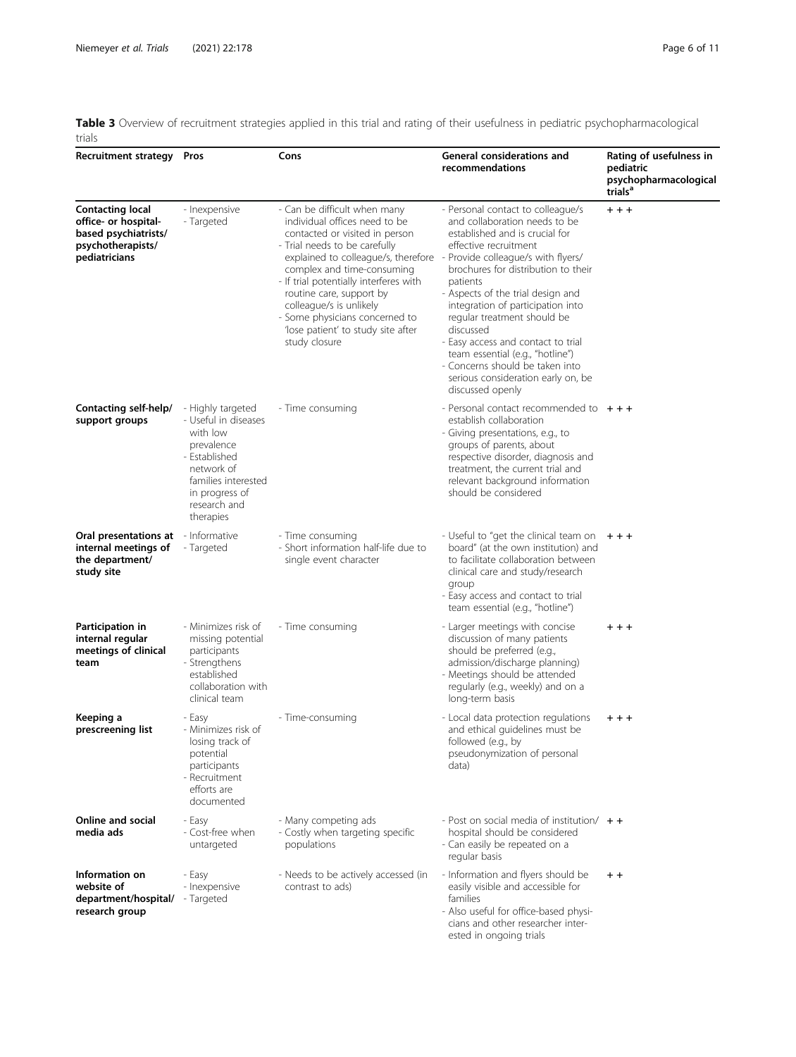**Table 3** Overview of recruitment strategies applied in this trial and rating of their usefulness in pediatric psychopharmacological trials

| Recruitment strategy | Pros | Cons | General considerations and recommendations | Rating of usefulness in pediatric psychopharmacological trials[a] |
|---|---|---|---|---|
| **Contacting local office- or hospital-based psychiatrists/ psychotherapists/ pediatricians** | - Inexpensive<br>- Targeted | - Can be difficult when many individual offices need to be contacted or visited in person<br>- Trial needs to be carefully explained to colleague/s, therefore complex and time-consuming<br>- If trial potentially interferes with routine care, support by colleague/s is unlikely<br>- Some physicians concerned to 'lose patient' to study site after study closure | - Personal contact to colleague/s and collaboration needs to be established and is crucial for effective recruitment<br>- Provide colleague/s with flyers/ brochures for distribution to their patients<br>- Aspects of the trial design and integration of participation into regular treatment should be discussed<br>- Easy access and contact to trial team essential (e.g., "hotline")<br>- Concerns should be taken into serious consideration early on, be discussed openly | + + + |
| **Contacting self-help/ support groups** | - Highly targeted<br>- Useful in diseases with low prevalence<br>- Established network of families interested in progress of research and therapies | - Time consuming | - Personal contact recommended to establish collaboration<br>- Giving presentations, e.g., to groups of parents, about respective disorder, diagnosis and treatment, the current trial and relevant background information should be considered | + + + |
| **Oral presentations at internal meetings of the department/ study site** | - Informative<br>- Targeted | - Time consuming<br>- Short information half-life due to single event character | - Useful to "get the clinical team on board" (at the own institution) and to facilitate collaboration between clinical care and study/research group<br>- Easy access and contact to trial team essential (e.g., "hotline") | + + + |
| **Participation in internal regular meetings of clinical team** | - Minimizes risk of missing potential participants<br>- Strengthens established collaboration with clinical team | - Time consuming | - Larger meetings with concise discussion of many patients should be preferred (e.g., admission/discharge planning)<br>- Meetings should be attended regularly (e.g., weekly) and on a long-term basis | + + + |
| **Keeping a prescreening list** | - Easy<br>- Minimizes risk of losing track of potential participants<br>- Recruitment efforts are documented | - Time-consuming | - Local data protection regulations and ethical guidelines must be followed (e.g., by pseudonymization of personal data) | + + + |
| **Online and social media ads** | - Easy<br>- Cost-free when untargeted | - Many competing ads<br>- Costly when targeting specific populations | - Post on social media of institution/ hospital should be considered<br>- Can easily be repeated on a regular basis | + + |
| **Information on website of department/hospital/ research group** | - Easy<br>- Inexpensive<br>- Targeted | - Needs to be actively accessed (in contrast to ads) | - Information and flyers should be easily visible and accessible for families<br>- Also useful for office-based physicians and other researcher interested in ongoing trials | + + |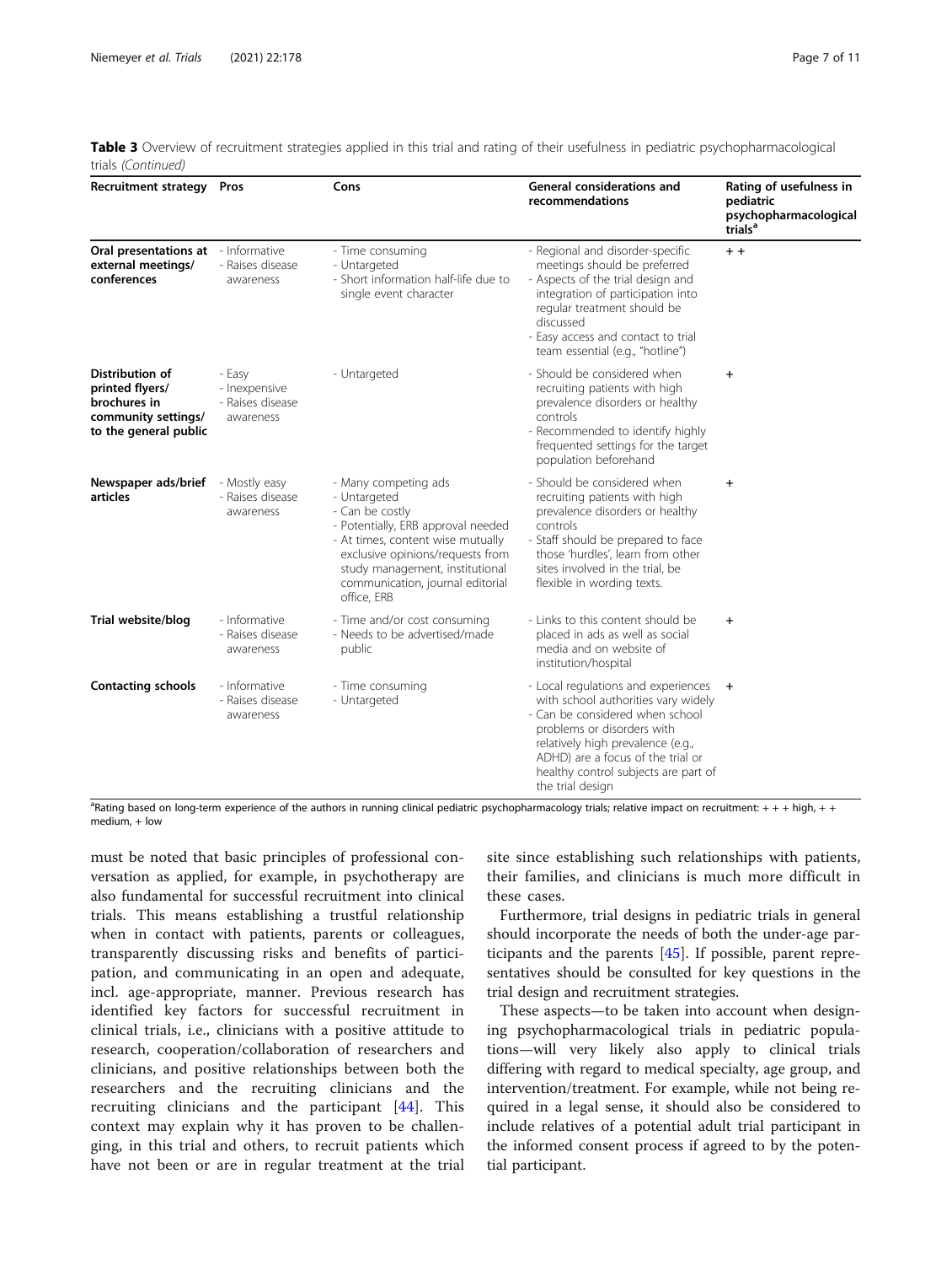**Table 3** Overview of recruitment strategies applied in this trial and rating of their usefulness in pediatric psychopharmacological trials *(Continued)*

| Recruitment strategy | Pros | Cons | General considerations and recommendations | Rating of usefulness in pediatric psychopharmacological trials[a] |
|---|---|---|---|---|
| **Oral presentations at external meetings/ conferences** | - Informative<br>- Raises disease awareness | - Time consuming<br>- Untargeted<br>- Short information half-life due to single event character | - Regional and disorder-specific meetings should be preferred<br>- Aspects of the trial design and integration of participation into regular treatment should be discussed<br>- Easy access and contact to trial team essential (e.g., "hotline") | + + |
| **Distribution of printed flyers/ brochures in community settings/ to the general public** | - Easy<br>- Inexpensive<br>- Raises disease awareness | - Untargeted | - Should be considered when recruiting patients with high prevalence disorders or healthy controls<br>- Recommended to identify highly frequented settings for the target population beforehand | + |
| **Newspaper ads/brief articles** | - Mostly easy<br>- Raises disease awareness | - Many competing ads<br>- Untargeted<br>- Can be costly<br>- Potentially, ERB approval needed<br>- At times, content wise mutually exclusive opinions/requests from study management, institutional communication, journal editorial office, ERB | - Should be considered when recruiting patients with high prevalence disorders or healthy controls<br>- Staff should be prepared to face those 'hurdles', learn from other sites involved in the trial, be flexible in wording texts. | + |
| **Trial website/blog** | - Informative<br>- Raises disease awareness | - Time and/or cost consuming<br>- Needs to be advertised/made public | - Links to this content should be placed in ads as well as social media and on website of institution/hospital | + |
| **Contacting schools** | - Informative<br>- Raises disease awareness | - Time consuming<br>- Untargeted | - Local regulations and experiences with school authorities vary widely<br>- Can be considered when school problems or disorders with relatively high prevalence (e.g., ADHD) are a focus of the trial or healthy control subjects are part of the trial design | + |

[a]Rating based on long-term experience of the authors in running clinical pediatric psychopharmacology trials; relative impact on recruitment: + + + high, + + medium, + low

must be noted that basic principles of professional conversation as applied, for example, in psychotherapy are also fundamental for successful recruitment into clinical trials. This means establishing a trustful relationship when in contact with patients, parents or colleagues, transparently discussing risks and benefits of participation, and communicating in an open and adequate, incl. age-appropriate, manner. Previous research has identified key factors for successful recruitment in clinical trials, i.e., clinicians with a positive attitude to research, cooperation/collaboration of researchers and clinicians, and positive relationships between both the researchers and the recruiting clinicians and the recruiting clinicians and the participant [44]. This context may explain why it has proven to be challenging, in this trial and others, to recruit patients which have not been or are in regular treatment at the trial site since establishing such relationships with patients, their families, and clinicians is much more difficult in these cases.

Furthermore, trial designs in pediatric trials in general should incorporate the needs of both the under-age participants and the parents [45]. If possible, parent representatives should be consulted for key questions in the trial design and recruitment strategies.

These aspects—to be taken into account when designing psychopharmacological trials in pediatric populations—will very likely also apply to clinical trials differing with regard to medical specialty, age group, and intervention/treatment. For example, while not being required in a legal sense, it should also be considered to include relatives of a potential adult trial participant in the informed consent process if agreed to by the potential participant.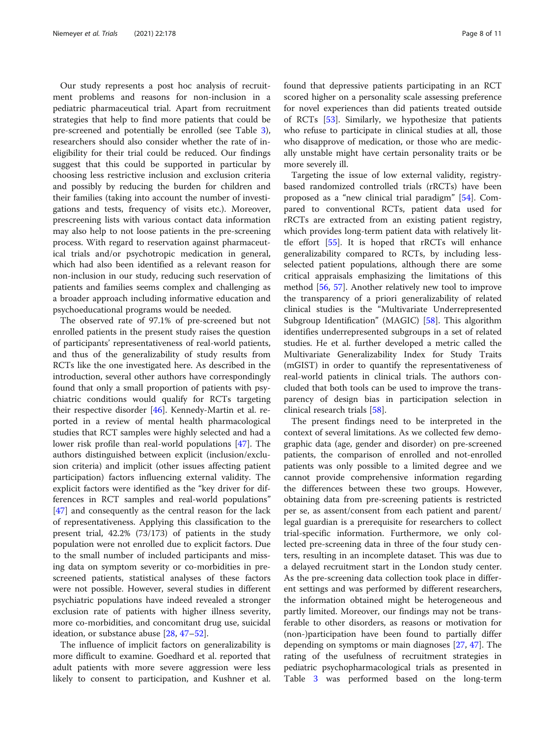Our study represents a post hoc analysis of recruitment problems and reasons for non-inclusion in a pediatric pharmaceutical trial. Apart from recruitment strategies that help to find more patients that could be pre-screened and potentially be enrolled (see Table 3), researchers should also consider whether the rate of ineligibility for their trial could be reduced. Our findings suggest that this could be supported in particular by choosing less restrictive inclusion and exclusion criteria and possibly by reducing the burden for children and their families (taking into account the number of investigations and tests, frequency of visits etc.). Moreover, prescreening lists with various contact data information may also help to not loose patients in the pre-screening process. With regard to reservation against pharmaceutical trials and/or psychotropic medication in general, which had also been identified as a relevant reason for non-inclusion in our study, reducing such reservation of patients and families seems complex and challenging as a broader approach including informative education and psychoeducational programs would be needed.

The observed rate of 97.1% of pre-screened but not enrolled patients in the present study raises the question of participants' representativeness of real-world patients, and thus of the generalizability of study results from RCTs like the one investigated here. As described in the introduction, several other authors have correspondingly found that only a small proportion of patients with psychiatric conditions would qualify for RCTs targeting their respective disorder [46]. Kennedy-Martin et al. reported in a review of mental health pharmacological studies that RCT samples were highly selected and had a lower risk profile than real-world populations [47]. The authors distinguished between explicit (inclusion/exclusion criteria) and implicit (other issues affecting patient participation) factors influencing external validity. The explicit factors were identified as the "key driver for differences in RCT samples and real-world populations" [47] and consequently as the central reason for the lack of representativeness. Applying this classification to the present trial, 42.2% (73/173) of patients in the study population were not enrolled due to explicit factors. Due to the small number of included participants and missing data on symptom severity or co-morbidities in pre-screened patients, statistical analyses of these factors were not possible. However, several studies in different psychiatric populations have indeed revealed a stronger exclusion rate of patients with higher illness severity, more co-morbidities, and concomitant drug use, suicidal ideation, or substance abuse [28, 47–52].

The influence of implicit factors on generalizability is more difficult to examine. Goedhard et al. reported that adult patients with more severe aggression were less likely to consent to participation, and Kushner et al. found that depressive patients participating in an RCT scored higher on a personality scale assessing preference for novel experiences than did patients treated outside of RCTs [53]. Similarly, we hypothesize that patients who refuse to participate in clinical studies at all, those who disapprove of medication, or those who are medically unstable might have certain personality traits or be more severely ill.

Targeting the issue of low external validity, registry-based randomized controlled trials (rRCTs) have been proposed as a "new clinical trial paradigm" [54]. Compared to conventional RCTs, patient data used for rRCTs are extracted from an existing patient registry, which provides long-term patient data with relatively little effort [55]. It is hoped that rRCTs will enhance generalizability compared to RCTs, by including less-selected patient populations, although there are some critical appraisals emphasizing the limitations of this method [56, 57]. Another relatively new tool to improve the transparency of a priori generalizability of related clinical studies is the "Multivariate Underrepresented Subgroup Identification" (MAGIC) [58]. This algorithm identifies underrepresented subgroups in a set of related studies. He et al. further developed a metric called the Multivariate Generalizability Index for Study Traits (mGIST) in order to quantify the representativeness of real-world patients in clinical trials. The authors concluded that both tools can be used to improve the transparency of design bias in participation selection in clinical research trials [58].

The present findings need to be interpreted in the context of several limitations. As we collected few demographic data (age, gender and disorder) on pre-screened patients, the comparison of enrolled and not-enrolled patients was only possible to a limited degree and we cannot provide comprehensive information regarding the differences between these two groups. However, obtaining data from pre-screening patients is restricted per se, as assent/consent from each patient and parent/legal guardian is a prerequisite for researchers to collect trial-specific information. Furthermore, we only collected pre-screening data in three of the four study centers, resulting in an incomplete dataset. This was due to a delayed recruitment start in the London study center. As the pre-screening data collection took place in different settings and was performed by different researchers, the information obtained might be heterogeneous and partly limited. Moreover, our findings may not be transferable to other disorders, as reasons or motivation for (non-)participation have been found to partially differ depending on symptoms or main diagnoses [27, 47]. The rating of the usefulness of recruitment strategies in pediatric psychopharmacological trials as presented in Table 3 was performed based on the long-term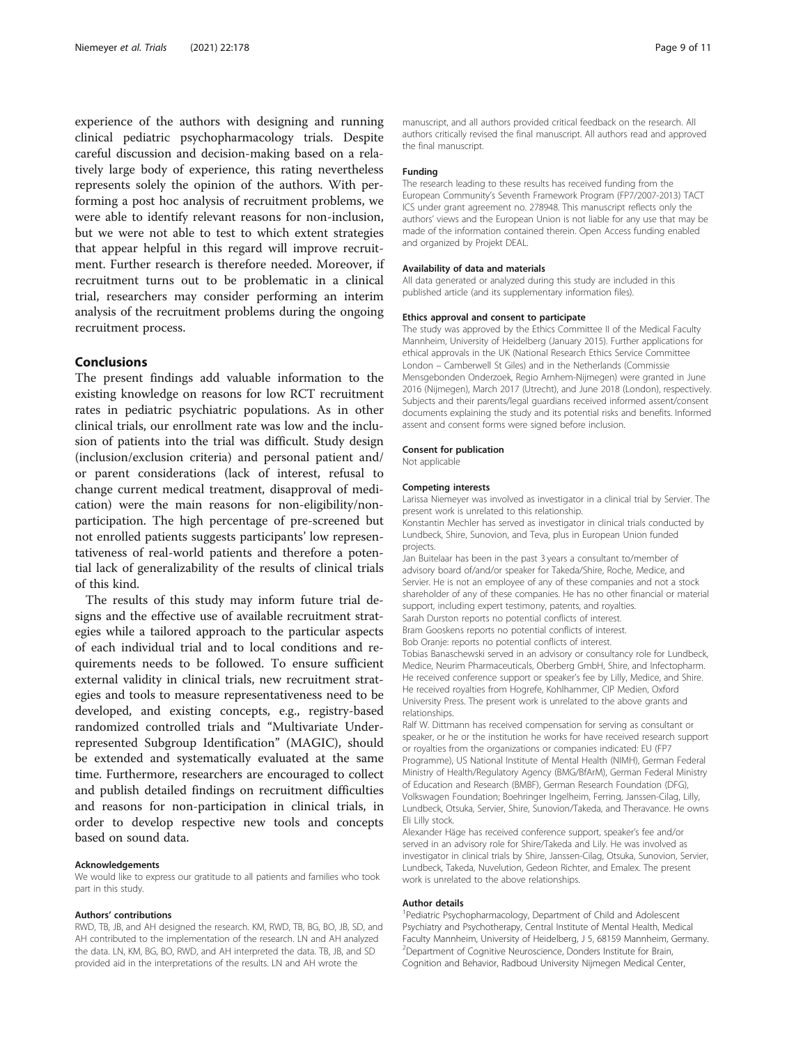experience of the authors with designing and running clinical pediatric psychopharmacology trials. Despite careful discussion and decision-making based on a relatively large body of experience, this rating nevertheless represents solely the opinion of the authors. With performing a post hoc analysis of recruitment problems, we were able to identify relevant reasons for non-inclusion, but we were not able to test to which extent strategies that appear helpful in this regard will improve recruitment. Further research is therefore needed. Moreover, if recruitment turns out to be problematic in a clinical trial, researchers may consider performing an interim analysis of the recruitment problems during the ongoing recruitment process.

## Conclusions

The present findings add valuable information to the existing knowledge on reasons for low RCT recruitment rates in pediatric psychiatric populations. As in other clinical trials, our enrollment rate was low and the inclusion of patients into the trial was difficult. Study design (inclusion/exclusion criteria) and personal patient and/or parent considerations (lack of interest, refusal to change current medical treatment, disapproval of medication) were the main reasons for non-eligibility/non-participation. The high percentage of pre-screened but not enrolled patients suggests participants' low representativeness of real-world patients and therefore a potential lack of generalizability of the results of clinical trials of this kind.

The results of this study may inform future trial designs and the effective use of available recruitment strategies while a tailored approach to the particular aspects of each individual trial and to local conditions and requirements needs to be followed. To ensure sufficient external validity in clinical trials, new recruitment strategies and tools to measure representativeness need to be developed, and existing concepts, e.g., registry-based randomized controlled trials and "Multivariate Underrepresented Subgroup Identification" (MAGIC), should be extended and systematically evaluated at the same time. Furthermore, researchers are encouraged to collect and publish detailed findings on recruitment difficulties and reasons for non-participation in clinical trials, in order to develop respective new tools and concepts based on sound data.

#### Acknowledgements

We would like to express our gratitude to all patients and families who took part in this study.

#### Authors' contributions

RWD, TB, JB, and AH designed the research. KM, RWD, TB, BG, BO, JB, SD, and AH contributed to the implementation of the research. LN and AH analyzed the data. LN, KM, BG, BO, RWD, and AH interpreted the data. TB, JB, and SD provided aid in the interpretations of the results. LN and AH wrote the manuscript, and all authors provided critical feedback on the research. All authors critically revised the final manuscript. All authors read and approved the final manuscript.

#### Funding

The research leading to these results has received funding from the European Community's Seventh Framework Program (FP7/2007-2013) TACT ICS under grant agreement no. 278948. This manuscript reflects only the authors' views and the European Union is not liable for any use that may be made of the information contained therein. Open Access funding enabled and organized by Projekt DEAL.

#### Availability of data and materials

All data generated or analyzed during this study are included in this published article (and its supplementary information files).

#### Ethics approval and consent to participate

The study was approved by the Ethics Committee II of the Medical Faculty Mannheim, University of Heidelberg (January 2015). Further applications for ethical approvals in the UK (National Research Ethics Service Committee London – Camberwell St Giles) and in the Netherlands (Commissie Mensgebonden Onderzoek, Regio Arnhem-Nijmegen) were granted in June 2016 (Nijmegen), March 2017 (Utrecht), and June 2018 (London), respectively. Subjects and their parents/legal guardians received informed assent/consent documents explaining the study and its potential risks and benefits. Informed assent and consent forms were signed before inclusion.

#### Consent for publication

Not applicable

#### Competing interests

Larissa Niemeyer was involved as investigator in a clinical trial by Servier. The present work is unrelated to this relationship.

Konstantin Mechler has served as investigator in clinical trials conducted by Lundbeck, Shire, Sunovion, and Teva, plus in European Union funded projects.

Jan Buitelaar has been in the past 3 years a consultant to/member of advisory board of/and/or speaker for Takeda/Shire, Roche, Medice, and Servier. He is not an employee of any of these companies and not a stock shareholder of any of these companies. He has no other financial or material support, including expert testimony, patents, and royalties.

Sarah Durston reports no potential conflicts of interest.

Bram Gooskens reports no potential conflicts of interest.

Bob Oranje: reports no potential conflicts of interest.

Tobias Banaschewski served in an advisory or consultancy role for Lundbeck, Medice, Neurim Pharmaceuticals, Oberberg GmbH, Shire, and Infectopharm. He received conference support or speaker's fee by Lilly, Medice, and Shire. He received royalties from Hogrefe, Kohlhammer, CIP Medien, Oxford University Press. The present work is unrelated to the above grants and relationships.

Ralf W. Dittmann has received compensation for serving as consultant or speaker, or he or the institution he works for have received research support or royalties from the organizations or companies indicated: EU (FP7 Programme), US National Institute of Mental Health (NIMH), German Federal Ministry of Health/Regulatory Agency (BMG/BfArM), German Federal Ministry of Education and Research (BMBF), German Research Foundation (DFG), Volkswagen Foundation; Boehringer Ingelheim, Ferring, Janssen-Cilag, Lilly, Lundbeck, Otsuka, Servier, Shire, Sunovion/Takeda, and Theravance. He owns Eli Lilly stock.

Alexander Häge has received conference support, speaker's fee and/or served in an advisory role for Shire/Takeda and Lily. He was involved as investigator in clinical trials by Shire, Janssen-Cilag, Otsuka, Sunovion, Servier, Lundbeck, Takeda, Nuvelution, Gedeon Richter, and Emalex. The present work is unrelated to the above relationships.

#### Author details

[1]Pediatric Psychopharmacology, Department of Child and Adolescent Psychiatry and Psychotherapy, Central Institute of Mental Health, Medical Faculty Mannheim, University of Heidelberg, J 5, 68159 Mannheim, Germany. [2]Department of Cognitive Neuroscience, Donders Institute for Brain, Cognition and Behavior, Radboud University Nijmegen Medical Center,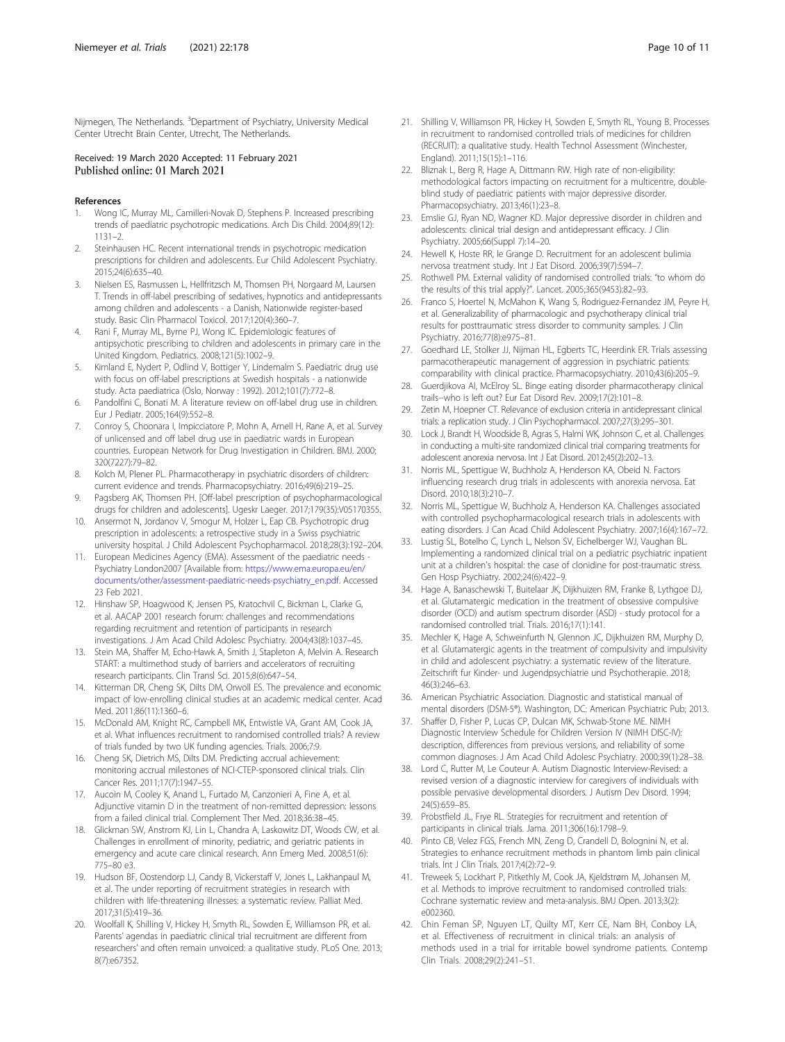Nijmegen, The Netherlands. [3]Department of Psychiatry, University Medical Center Utrecht Brain Center, Utrecht, The Netherlands.

Received: 19 March 2020 Accepted: 11 February 2021
Published online: 01 March 2021

## References

1. Wong IC, Murray ML, Camilleri-Novak D, Stephens P. Increased prescribing trends of paediatric psychotropic medications. Arch Dis Child. 2004;89(12): 1131–2.
2. Steinhausen HC. Recent international trends in psychotropic medication prescriptions for children and adolescents. Eur Child Adolescent Psychiatry. 2015;24(6):635–40.
3. Nielsen ES, Rasmussen L, Hellfritzsch M, Thomsen PH, Norgaard M, Laursen T. Trends in off-label prescribing of sedatives, hypnotics and antidepressants among children and adolescents - a Danish, Nationwide register-based study. Basic Clin Pharmacol Toxicol. 2017;120(4):360–7.
4. Rani F, Murray ML, Byrne PJ, Wong IC. Epidemiologic features of antipsychotic prescribing to children and adolescents in primary care in the United Kingdom. Pediatrics. 2008;121(5):1002–9.
5. Kimland E, Nydert P, Odlind V, Bottiger Y, Lindemalm S. Paediatric drug use with focus on off-label prescriptions at Swedish hospitals - a nationwide study. Acta paediatrica (Oslo, Norway : 1992). 2012;101(7):772–8.
6. Pandolfini C, Bonati M. A literature review on off-label drug use in children. Eur J Pediatr. 2005;164(9):552–8.
7. Conroy S, Choonara I, Impicciatore P, Mohn A, Arnell H, Rane A, et al. Survey of unlicensed and off label drug use in paediatric wards in European countries. European Network for Drug Investigation in Children. BMJ. 2000; 320(7227):79–82.
8. Kolch M, Plener PL. Pharmacotherapy in psychiatric disorders of children: current evidence and trends. Pharmacopsychiatry. 2016;49(6):219–25.
9. Pagsberg AK, Thomsen PH. [Off-label prescription of psychopharmacological drugs for children and adolescents]. Ugeskr Laeger. 2017;179(35):V05170355.
10. Ansermot N, Jordanov V, Smogur M, Holzer L, Eap CB. Psychotropic drug prescription in adolescents: a retrospective study in a Swiss psychiatric university hospital. J Child Adolescent Psychopharmacol. 2018;28(3):192–204.
11. European Medicines Agency (EMA). Assessment of the paediatric needs - Psychiatry London2007 [Available from: https://www.ema.europa.eu/en/documents/other/assessment-paediatric-needs-psychiatry_en.pdf. Accessed 23 Feb 2021.
12. Hinshaw SP, Hoagwood K, Jensen PS, Kratochvil C, Bickman L, Clarke G, et al. AACAP 2001 research forum: challenges and recommendations regarding recruitment and retention of participants in research investigations. J Am Acad Child Adolesc Psychiatry. 2004;43(8):1037–45.
13. Stein MA, Shaffer M, Echo-Hawk A, Smith J, Stapleton A, Melvin A. Research START: a multimethod study of barriers and accelerators of recruiting research participants. Clin Transl Sci. 2015;8(6):647–54.
14. Kitterman DR, Cheng SK, Dilts DM, Orwoll ES. The prevalence and economic impact of low-enrolling clinical studies at an academic medical center. Acad Med. 2011;86(11):1360–6.
15. McDonald AM, Knight RC, Campbell MK, Entwistle VA, Grant AM, Cook JA, et al. What influences recruitment to randomised controlled trials? A review of trials funded by two UK funding agencies. Trials. 2006;7:9.
16. Cheng SK, Dietrich MS, Dilts DM. Predicting accrual achievement: monitoring accrual milestones of NCI-CTEP-sponsored clinical trials. Clin Cancer Res. 2011;17(7):1947–55.
17. Aucoin M, Cooley K, Anand L, Furtado M, Canzonieri A, Fine A, et al. Adjunctive vitamin D in the treatment of non-remitted depression: lessons from a failed clinical trial. Complement Ther Med. 2018;36:38–45.
18. Glickman SW, Anstrom KJ, Lin L, Chandra A, Laskowitz DT, Woods CW, et al. Challenges in enrollment of minority, pediatric, and geriatric patients in emergency and acute care clinical research. Ann Emerg Med. 2008;51(6): 775–80 e3.
19. Hudson BF, Oostendorp LJ, Candy B, Vickerstaff V, Jones L, Lakhanpaul M, et al. The under reporting of recruitment strategies in research with children with life-threatening illnesses: a systematic review. Palliat Med. 2017;31(5):419–36.
20. Woolfall K, Shilling V, Hickey H, Smyth RL, Sowden E, Williamson PR, et al. Parents' agendas in paediatric clinical trial recruitment are different from researchers' and often remain unvoiced: a qualitative study. PLoS One. 2013; 8(7):e67352.
21. Shilling V, Williamson PR, Hickey H, Sowden E, Smyth RL, Young B. Processes in recruitment to randomised controlled trials of medicines for children (RECRUIT): a qualitative study. Health Technol Assessment (Winchester, England). 2011;15(15):1–116.
22. Bliznak L, Berg R, Hage A, Dittmann RW. High rate of non-eligibility: methodological factors impacting on recruitment for a multicentre, double-blind study of paediatric patients with major depressive disorder. Pharmacopsychiatry. 2013;46(1):23–8.
23. Emslie GJ, Ryan ND, Wagner KD. Major depressive disorder in children and adolescents: clinical trial design and antidepressant efficacy. J Clin Psychiatry. 2005;66(Suppl 7):14–20.
24. Hewell K, Hoste RR, le Grange D. Recruitment for an adolescent bulimia nervosa treatment study. Int J Eat Disord. 2006;39(7):594–7.
25. Rothwell PM. External validity of randomised controlled trials: "to whom do the results of this trial apply?". Lancet. 2005;365(9453):82–93.
26. Franco S, Hoertel N, McMahon K, Wang S, Rodriguez-Fernandez JM, Peyre H, et al. Generalizability of pharmacologic and psychotherapy clinical trial results for posttraumatic stress disorder to community samples. J Clin Psychiatry. 2016;77(8):e975–81.
27. Goedhard LE, Stolker JJ, Nijman HL, Egberts TC, Heerdink ER. Trials assessing parmacotherapeutic management of aggression in psychiatric patients: comparability with clinical practice. Pharmacopsychiatry. 2010;43(6):205–9.
28. Guerdjikova AI, McElroy SL. Binge eating disorder pharmacotherapy clinical trails--who is left out? Eur Eat Disord Rev. 2009;17(2):101–8.
29. Zetin M, Hoepner CT. Relevance of exclusion criteria in antidepressant clinical trials: a replication study. J Clin Psychopharmacol. 2007;27(3):295–301.
30. Lock J, Brandt H, Woodside B, Agras S, Halmi WK, Johnson C, et al. Challenges in conducting a multi-site randomized clinical trial comparing treatments for adolescent anorexia nervosa. Int J Eat Disord. 2012;45(2):202–13.
31. Norris ML, Spettigue W, Buchholz A, Henderson KA, Obeid N. Factors influencing research drug trials in adolescents with anorexia nervosa. Eat Disord. 2010;18(3):210–7.
32. Norris ML, Spettigue W, Buchholz A, Henderson KA. Challenges associated with controlled psychopharmacological research trials in adolescents with eating disorders. J Can Acad Child Adolescent Psychiatry. 2007;16(4):167–72.
33. Lustig SL, Botelho C, Lynch L, Nelson SV, Eichelberger WJ, Vaughan BL. Implementing a randomized clinical trial on a pediatric psychiatric inpatient unit at a children's hospital: the case of clonidine for post-traumatic stress. Gen Hosp Psychiatry. 2002;24(6):422–9.
34. Hage A, Banaschewski T, Buitelaar JK, Dijkhuizen RM, Franke B, Lythgoe DJ, et al. Glutamatergic medication in the treatment of obsessive compulsive disorder (OCD) and autism spectrum disorder (ASD) - study protocol for a randomised controlled trial. Trials. 2016;17(1):141.
35. Mechler K, Hage A, Schweinfurth N, Glennon JC, Dijkhuizen RM, Murphy D, et al. Glutamatergic agents in the treatment of compulsivity and impulsivity in child and adolescent psychiatry: a systematic review of the literature. Zeitschrift fur Kinder- und Jugendpsychiatrie und Psychotherapie. 2018; 46(3):246–63.
36. American Psychiatric Association. Diagnostic and statistical manual of mental disorders (DSM-5®). Washington, DC: American Psychiatric Pub; 2013.
37. Shaffer D, Fisher P, Lucas CP, Dulcan MK, Schwab-Stone ME. NIMH Diagnostic Interview Schedule for Children Version IV (NIMH DISC-IV): description, differences from previous versions, and reliability of some common diagnoses. J Am Acad Child Adolesc Psychiatry. 2000;39(1):28–38.
38. Lord C, Rutter M, Le Couteur A. Autism Diagnostic Interview-Revised: a revised version of a diagnostic interview for caregivers of individuals with possible pervasive developmental disorders. J Autism Dev Disord. 1994; 24(5):659–85.
39. Probstfield JL, Frye RL. Strategies for recruitment and retention of participants in clinical trials. Jama. 2011;306(16):1798–9.
40. Pinto CB, Velez FGS, French MN, Zeng D, Crandell D, Bolognini N, et al. Strategies to enhance recruitment methods in phantom limb pain clinical trials. Int J Clin Trials. 2017;4(2):72–9.
41. Treweek S, Lockhart P, Pitkethly M, Cook JA, Kjeldstrøm M, Johansen M, et al. Methods to improve recruitment to randomised controlled trials: Cochrane systematic review and meta-analysis. BMJ Open. 2013;3(2): e002360.
42. Chin Feman SP, Nguyen LT, Quilty MT, Kerr CE, Nam BH, Conboy LA, et al. Effectiveness of recruitment in clinical trials: an analysis of methods used in a trial for irritable bowel syndrome patients. Contemp Clin Trials. 2008;29(2):241–51.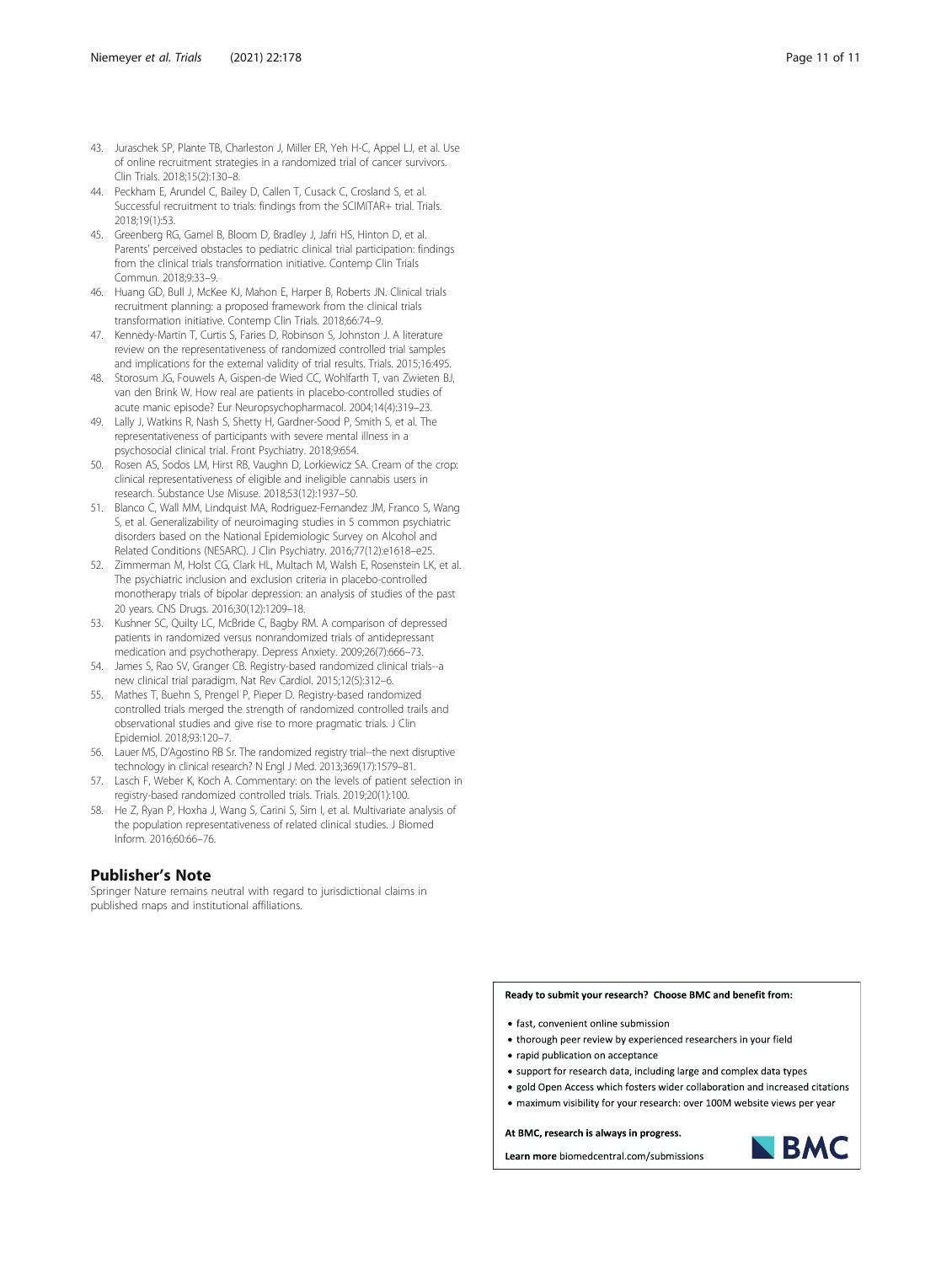43. Juraschek SP, Plante TB, Charleston J, Miller ER, Yeh H-C, Appel LJ, et al. Use of online recruitment strategies in a randomized trial of cancer survivors. Clin Trials. 2018;15(2):130–8.
44. Peckham E, Arundel C, Bailey D, Callen T, Cusack C, Crosland S, et al. Successful recruitment to trials: findings from the SCIMITAR+ trial. Trials. 2018;19(1):53.
45. Greenberg RG, Gamel B, Bloom D, Bradley J, Jafri HS, Hinton D, et al. Parents' perceived obstacles to pediatric clinical trial participation: findings from the clinical trials transformation initiative. Contemp Clin Trials Commun. 2018;9:33–9.
46. Huang GD, Bull J, McKee KJ, Mahon E, Harper B, Roberts JN. Clinical trials recruitment planning: a proposed framework from the clinical trials transformation initiative. Contemp Clin Trials. 2018;66:74–9.
47. Kennedy-Martin T, Curtis S, Faries D, Robinson S, Johnston J. A literature review on the representativeness of randomized controlled trial samples and implications for the external validity of trial results. Trials. 2015;16:495.
48. Storosum JG, Fouwels A, Gispen-de Wied CC, Wohlfarth T, van Zwieten BJ, van den Brink W. How real are patients in placebo-controlled studies of acute manic episode? Eur Neuropsychopharmacol. 2004;14(4):319–23.
49. Lally J, Watkins R, Nash S, Shetty H, Gardner-Sood P, Smith S, et al. The representativeness of participants with severe mental illness in a psychosocial clinical trial. Front Psychiatry. 2018;9:654.
50. Rosen AS, Sodos LM, Hirst RB, Vaughn D, Lorkiewicz SA. Cream of the crop: clinical representativeness of eligible and ineligible cannabis users in research. Substance Use Misuse. 2018;53(12):1937–50.
51. Blanco C, Wall MM, Lindquist MA, Rodriguez-Fernandez JM, Franco S, Wang S, et al. Generalizability of neuroimaging studies in 5 common psychiatric disorders based on the National Epidemiologic Survey on Alcohol and Related Conditions (NESARC). J Clin Psychiatry. 2016;77(12):e1618–e25.
52. Zimmerman M, Holst CG, Clark HL, Multach M, Walsh E, Rosenstein LK, et al. The psychiatric inclusion and exclusion criteria in placebo-controlled monotherapy trials of bipolar depression: an analysis of studies of the past 20 years. CNS Drugs. 2016;30(12):1209–18.
53. Kushner SC, Quilty LC, McBride C, Bagby RM. A comparison of depressed patients in randomized versus nonrandomized trials of antidepressant medication and psychotherapy. Depress Anxiety. 2009;26(7):666–73.
54. James S, Rao SV, Granger CB. Registry-based randomized clinical trials--a new clinical trial paradigm. Nat Rev Cardiol. 2015;12(5):312–6.
55. Mathes T, Buehn S, Prengel P, Pieper D. Registry-based randomized controlled trials merged the strength of randomized controlled trails and observational studies and give rise to more pragmatic trials. J Clin Epidemiol. 2018;93:120–7.
56. Lauer MS, D'Agostino RB Sr. The randomized registry trial--the next disruptive technology in clinical research? N Engl J Med. 2013;369(17):1579–81.
57. Lasch F, Weber K, Koch A. Commentary: on the levels of patient selection in registry-based randomized controlled trials. Trials. 2019;20(1):100.
58. He Z, Ryan P, Hoxha J, Wang S, Carini S, Sim I, et al. Multivariate analysis of the population representativeness of related clinical studies. J Biomed Inform. 2016;60:66–76.

## Publisher's Note

Springer Nature remains neutral with regard to jurisdictional claims in published maps and institutional affiliations.

**Ready to submit your research? Choose BMC and benefit from:**

- fast, convenient online submission
- thorough peer review by experienced researchers in your field
- rapid publication on acceptance
- support for research data, including large and complex data types
- gold Open Access which fosters wider collaboration and increased citations
- maximum visibility for your research: over 100M website views per year

**At BMC, research is always in progress.**

**Learn more** biomedcentral.com/submissions

BMC